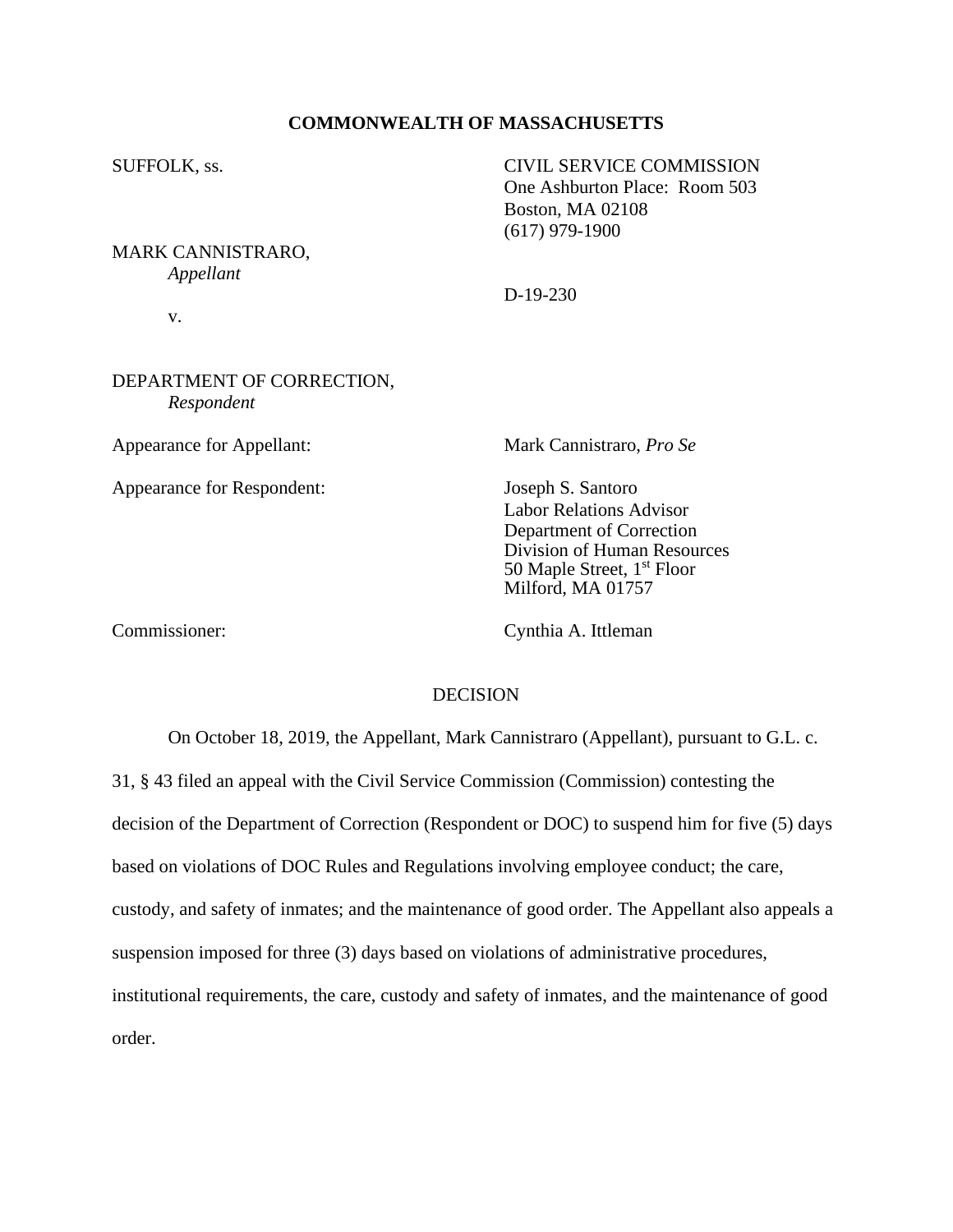**COMMONWEALTH OF MASSACHUSETTS**

SUFFOLK, ss.

CIVIL SERVICE COMMISSION
One Ashburton Place: Room 503
Boston, MA 02108
(617) 979-1900

MARK CANNISTRARO,
*Appellant*

v.

D-19-230

DEPARTMENT OF CORRECTION,
*Respondent*

Appearance for Appellant: Mark Cannistraro, *Pro Se*

Appearance for Respondent: Joseph S. Santoro
Labor Relations Advisor
Department of Correction
Division of Human Resources
50 Maple Street, 1st Floor
Milford, MA 01757

Commissioner: Cynthia A. Ittleman

DECISION

On October 18, 2019, the Appellant, Mark Cannistraro (Appellant), pursuant to G.L. c. 31, § 43 filed an appeal with the Civil Service Commission (Commission) contesting the decision of the Department of Correction (Respondent or DOC) to suspend him for five (5) days based on violations of DOC Rules and Regulations involving employee conduct; the care, custody, and safety of inmates; and the maintenance of good order. The Appellant also appeals a suspension imposed for three (3) days based on violations of administrative procedures, institutional requirements, the care, custody and safety of inmates, and the maintenance of good order.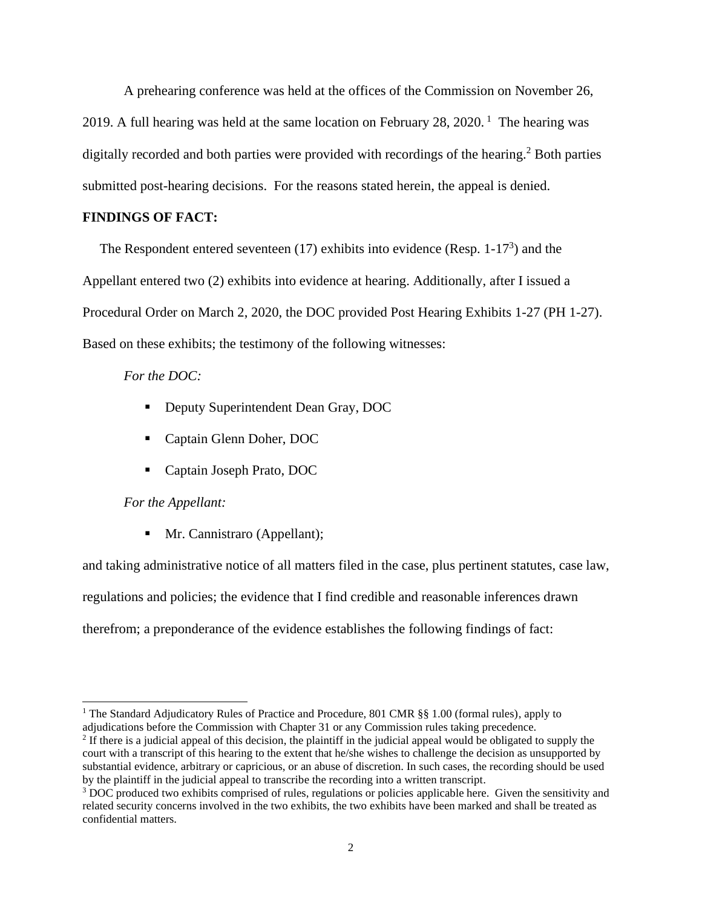A prehearing conference was held at the offices of the Commission on November 26, 2019. A full hearing was held at the same location on February 28, 2020. [1] The hearing was digitally recorded and both parties were provided with recordings of the hearing.[2] Both parties submitted post-hearing decisions. For the reasons stated herein, the appeal is denied.

**FINDINGS OF FACT:**

The Respondent entered seventeen (17) exhibits into evidence (Resp. 1-17[3]) and the Appellant entered two (2) exhibits into evidence at hearing. Additionally, after I issued a Procedural Order on March 2, 2020, the DOC provided Post Hearing Exhibits 1-27 (PH 1-27). Based on these exhibits; the testimony of the following witnesses:

*For the DOC:*

- Deputy Superintendent Dean Gray, DOC
- Captain Glenn Doher, DOC
- Captain Joseph Prato, DOC

*For the Appellant:*

- Mr. Cannistraro (Appellant);

and taking administrative notice of all matters filed in the case, plus pertinent statutes, case law, regulations and policies; the evidence that I find credible and reasonable inferences drawn therefrom; a preponderance of the evidence establishes the following findings of fact:

---

[1] The Standard Adjudicatory Rules of Practice and Procedure, 801 CMR §§ 1.00 (formal rules), apply to adjudications before the Commission with Chapter 31 or any Commission rules taking precedence.

[2] If there is a judicial appeal of this decision, the plaintiff in the judicial appeal would be obligated to supply the court with a transcript of this hearing to the extent that he/she wishes to challenge the decision as unsupported by substantial evidence, arbitrary or capricious, or an abuse of discretion. In such cases, the recording should be used by the plaintiff in the judicial appeal to transcribe the recording into a written transcript.

[3] DOC produced two exhibits comprised of rules, regulations or policies applicable here. Given the sensitivity and related security concerns involved in the two exhibits, the two exhibits have been marked and shall be treated as confidential matters.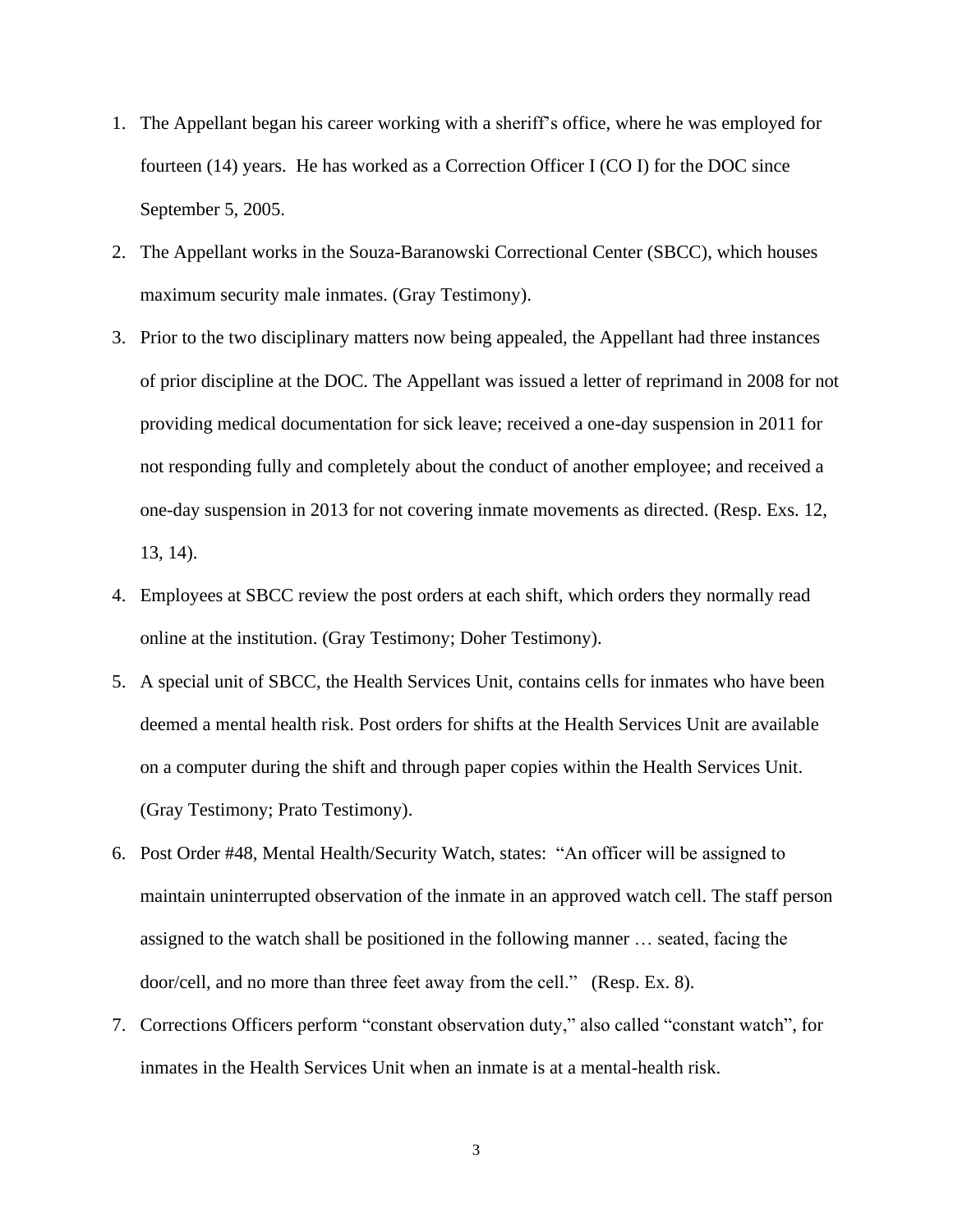1. The Appellant began his career working with a sheriff's office, where he was employed for fourteen (14) years. He has worked as a Correction Officer I (CO I) for the DOC since September 5, 2005.
2. The Appellant works in the Souza-Baranowski Correctional Center (SBCC), which houses maximum security male inmates. (Gray Testimony).
3. Prior to the two disciplinary matters now being appealed, the Appellant had three instances of prior discipline at the DOC. The Appellant was issued a letter of reprimand in 2008 for not providing medical documentation for sick leave; received a one-day suspension in 2011 for not responding fully and completely about the conduct of another employee; and received a one-day suspension in 2013 for not covering inmate movements as directed. (Resp. Exs. 12, 13, 14).
4. Employees at SBCC review the post orders at each shift, which orders they normally read online at the institution. (Gray Testimony; Doher Testimony).
5. A special unit of SBCC, the Health Services Unit, contains cells for inmates who have been deemed a mental health risk. Post orders for shifts at the Health Services Unit are available on a computer during the shift and through paper copies within the Health Services Unit. (Gray Testimony; Prato Testimony).
6. Post Order #48, Mental Health/Security Watch, states: "An officer will be assigned to maintain uninterrupted observation of the inmate in an approved watch cell. The staff person assigned to the watch shall be positioned in the following manner … seated, facing the door/cell, and no more than three feet away from the cell." (Resp. Ex. 8).
7. Corrections Officers perform "constant observation duty," also called "constant watch", for inmates in the Health Services Unit when an inmate is at a mental-health risk.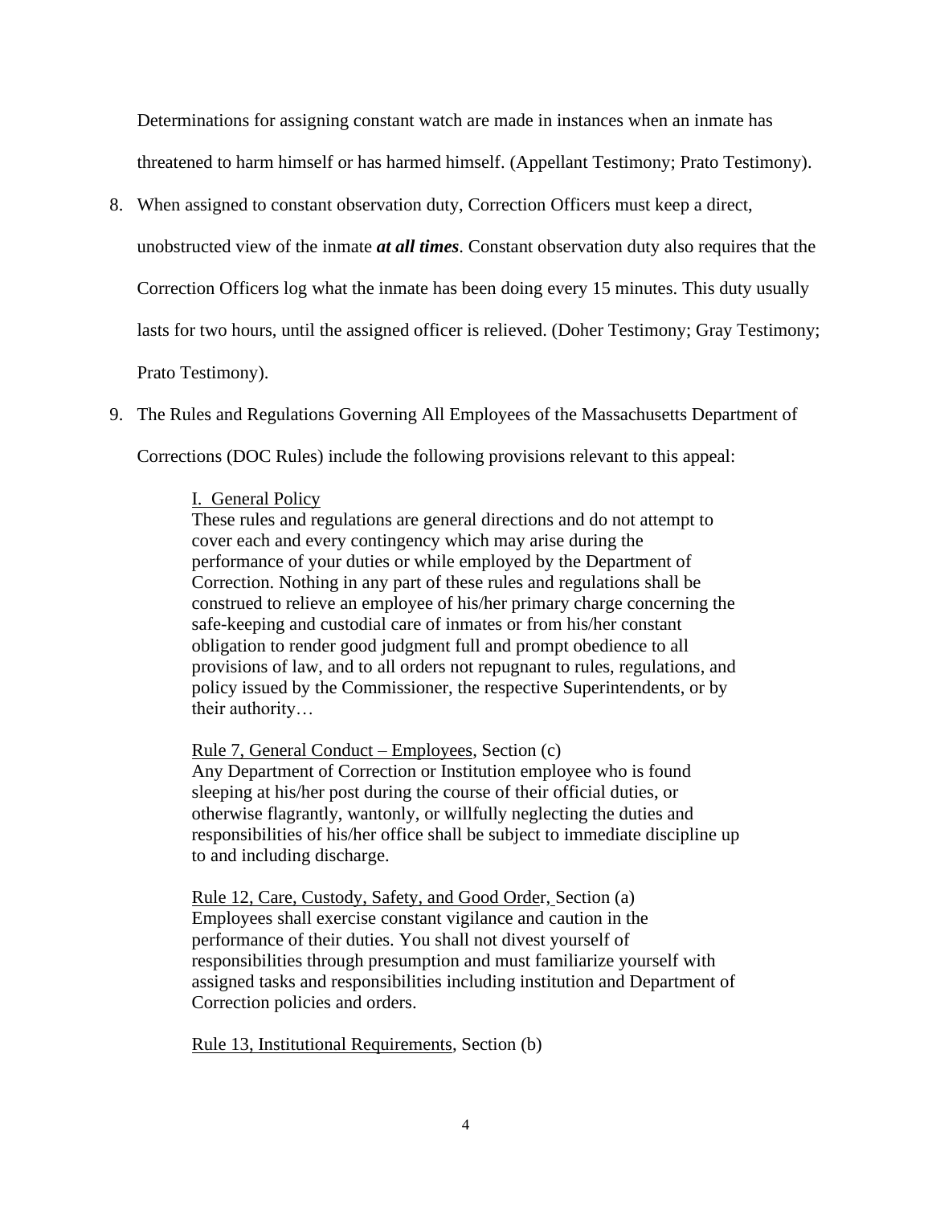Determinations for assigning constant watch are made in instances when an inmate has threatened to harm himself or has harmed himself. (Appellant Testimony; Prato Testimony).

8. When assigned to constant observation duty, Correction Officers must keep a direct, unobstructed view of the inmate ***at all times***. Constant observation duty also requires that the Correction Officers log what the inmate has been doing every 15 minutes. This duty usually lasts for two hours, until the assigned officer is relieved. (Doher Testimony; Gray Testimony; Prato Testimony).

9. The Rules and Regulations Governing All Employees of the Massachusetts Department of Corrections (DOC Rules) include the following provisions relevant to this appeal:

> <u>I. General Policy</u>
> These rules and regulations are general directions and do not attempt to cover each and every contingency which may arise during the performance of your duties or while employed by the Department of Correction. Nothing in any part of these rules and regulations shall be construed to relieve an employee of his/her primary charge concerning the safe-keeping and custodial care of inmates or from his/her constant obligation to render good judgment full and prompt obedience to all provisions of law, and to all orders not repugnant to rules, regulations, and policy issued by the Commissioner, the respective Superintendents, or by their authority…
>
> <u>Rule 7, General Conduct – Employees</u>, Section (c)
> Any Department of Correction or Institution employee who is found sleeping at his/her post during the course of their official duties, or otherwise flagrantly, wantonly, or willfully neglecting the duties and responsibilities of his/her office shall be subject to immediate discipline up to and including discharge.
>
> <u>Rule 12, Care, Custody, Safety, and Good Order</u>, Section (a)
> Employees shall exercise constant vigilance and caution in the performance of their duties. You shall not divest yourself of responsibilities through presumption and must familiarize yourself with assigned tasks and responsibilities including institution and Department of Correction policies and orders.
>
> <u>Rule 13, Institutional Requirements</u>, Section (b)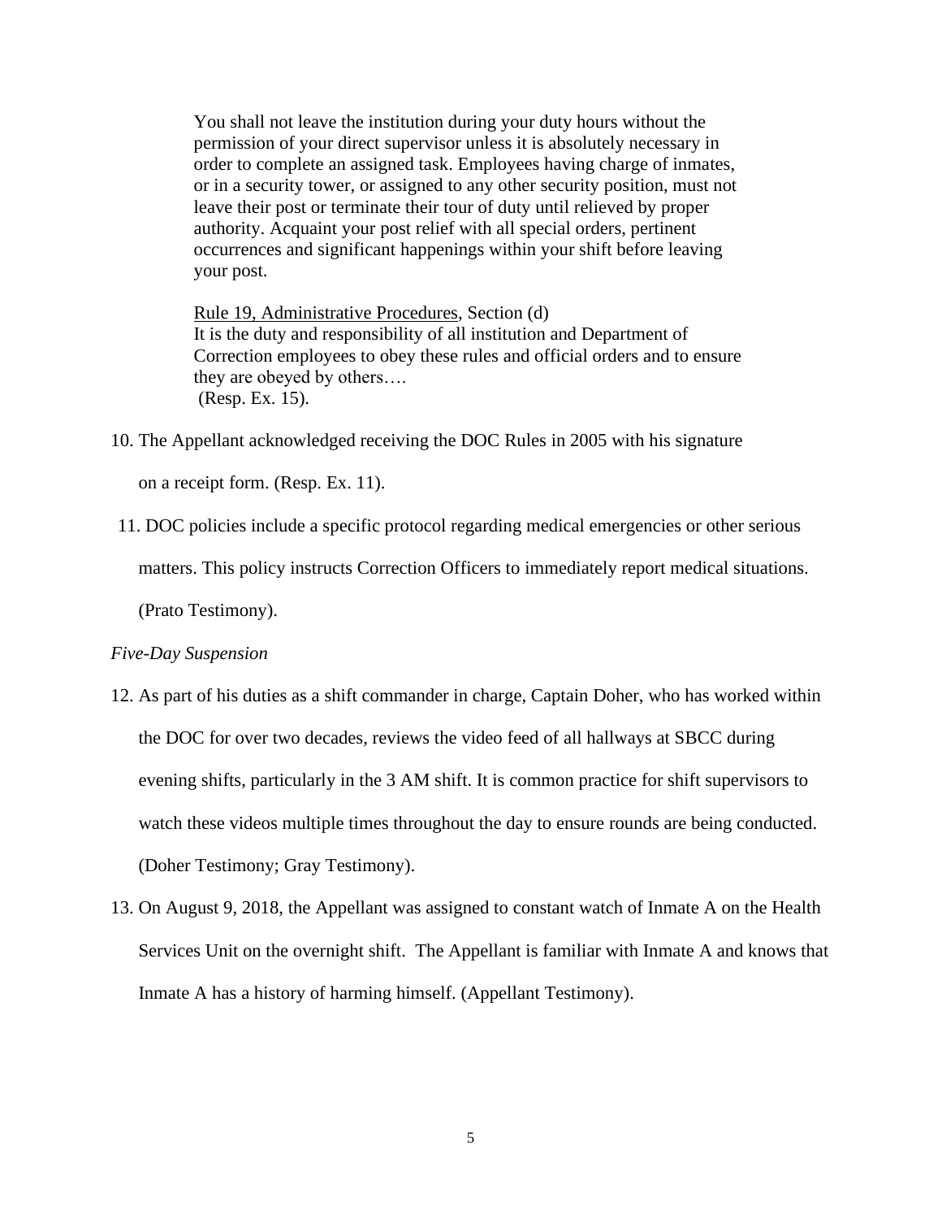> You shall not leave the institution during your duty hours without the permission of your direct supervisor unless it is absolutely necessary in order to complete an assigned task. Employees having charge of inmates, or in a security tower, or assigned to any other security position, must not leave their post or terminate their tour of duty until relieved by proper authority. Acquaint your post relief with all special orders, pertinent occurrences and significant happenings within your shift before leaving your post.
>
> Rule 19, Administrative Procedures, Section (d)
> It is the duty and responsibility of all institution and Department of Correction employees to obey these rules and official orders and to ensure they are obeyed by others….
> (Resp. Ex. 15).

10. The Appellant acknowledged receiving the DOC Rules in 2005 with his signature on a receipt form. (Resp. Ex. 11).

11. DOC policies include a specific protocol regarding medical emergencies or other serious matters. This policy instructs Correction Officers to immediately report medical situations. (Prato Testimony).

*Five-Day Suspension*

12. As part of his duties as a shift commander in charge, Captain Doher, who has worked within the DOC for over two decades, reviews the video feed of all hallways at SBCC during evening shifts, particularly in the 3 AM shift. It is common practice for shift supervisors to watch these videos multiple times throughout the day to ensure rounds are being conducted. (Doher Testimony; Gray Testimony).

13. On August 9, 2018, the Appellant was assigned to constant watch of Inmate A on the Health Services Unit on the overnight shift. The Appellant is familiar with Inmate A and knows that Inmate A has a history of harming himself. (Appellant Testimony).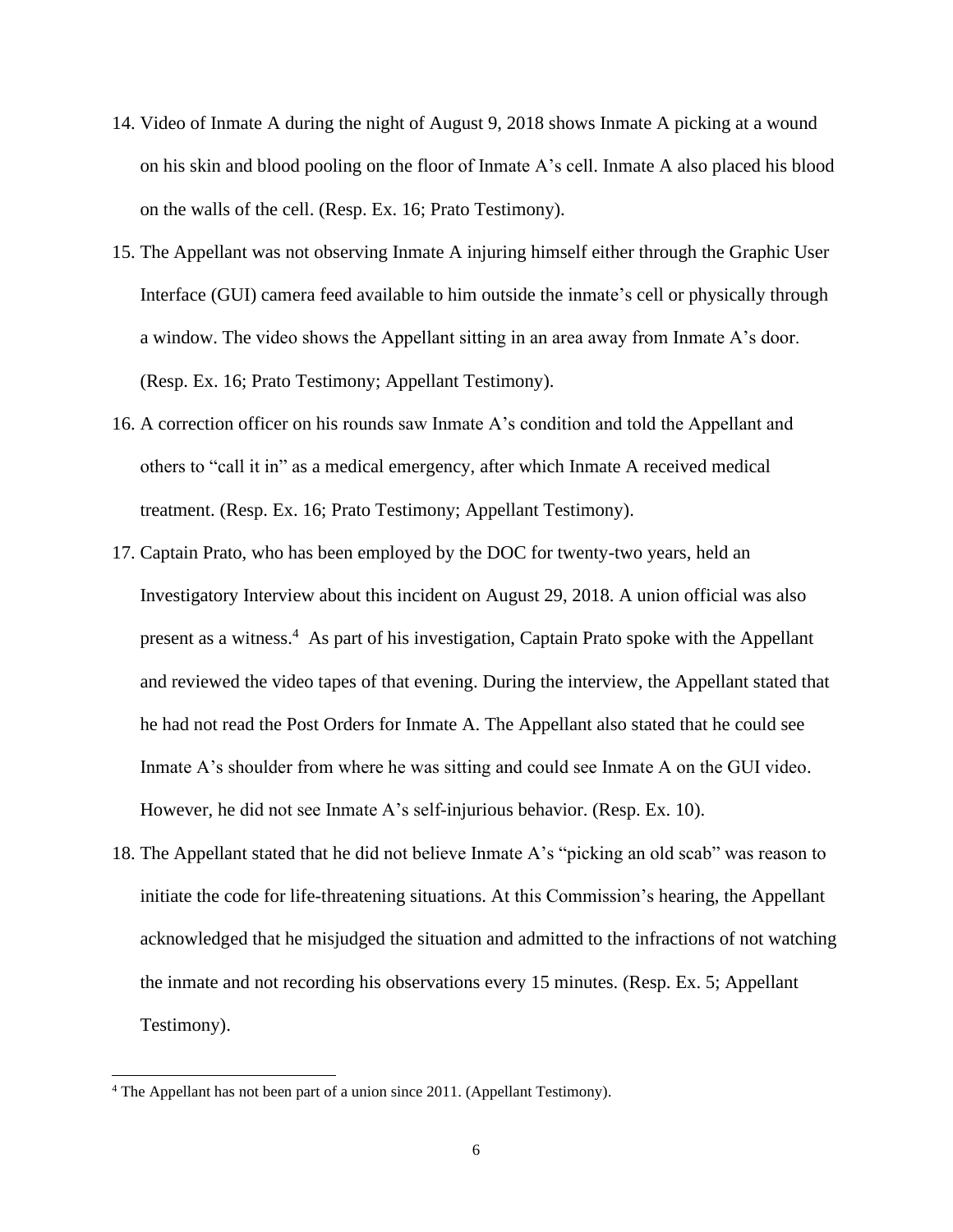14. Video of Inmate A during the night of August 9, 2018 shows Inmate A picking at a wound on his skin and blood pooling on the floor of Inmate A's cell. Inmate A also placed his blood on the walls of the cell. (Resp. Ex. 16; Prato Testimony).
15. The Appellant was not observing Inmate A injuring himself either through the Graphic User Interface (GUI) camera feed available to him outside the inmate's cell or physically through a window. The video shows the Appellant sitting in an area away from Inmate A's door. (Resp. Ex. 16; Prato Testimony; Appellant Testimony).
16. A correction officer on his rounds saw Inmate A's condition and told the Appellant and others to "call it in" as a medical emergency, after which Inmate A received medical treatment. (Resp. Ex. 16; Prato Testimony; Appellant Testimony).
17. Captain Prato, who has been employed by the DOC for twenty-two years, held an Investigatory Interview about this incident on August 29, 2018. A union official was also present as a witness.[4] As part of his investigation, Captain Prato spoke with the Appellant and reviewed the video tapes of that evening. During the interview, the Appellant stated that he had not read the Post Orders for Inmate A. The Appellant also stated that he could see Inmate A's shoulder from where he was sitting and could see Inmate A on the GUI video. However, he did not see Inmate A's self-injurious behavior. (Resp. Ex. 10).
18. The Appellant stated that he did not believe Inmate A's "picking an old scab" was reason to initiate the code for life-threatening situations. At this Commission's hearing, the Appellant acknowledged that he misjudged the situation and admitted to the infractions of not watching the inmate and not recording his observations every 15 minutes. (Resp. Ex. 5; Appellant Testimony).

[4] The Appellant has not been part of a union since 2011. (Appellant Testimony).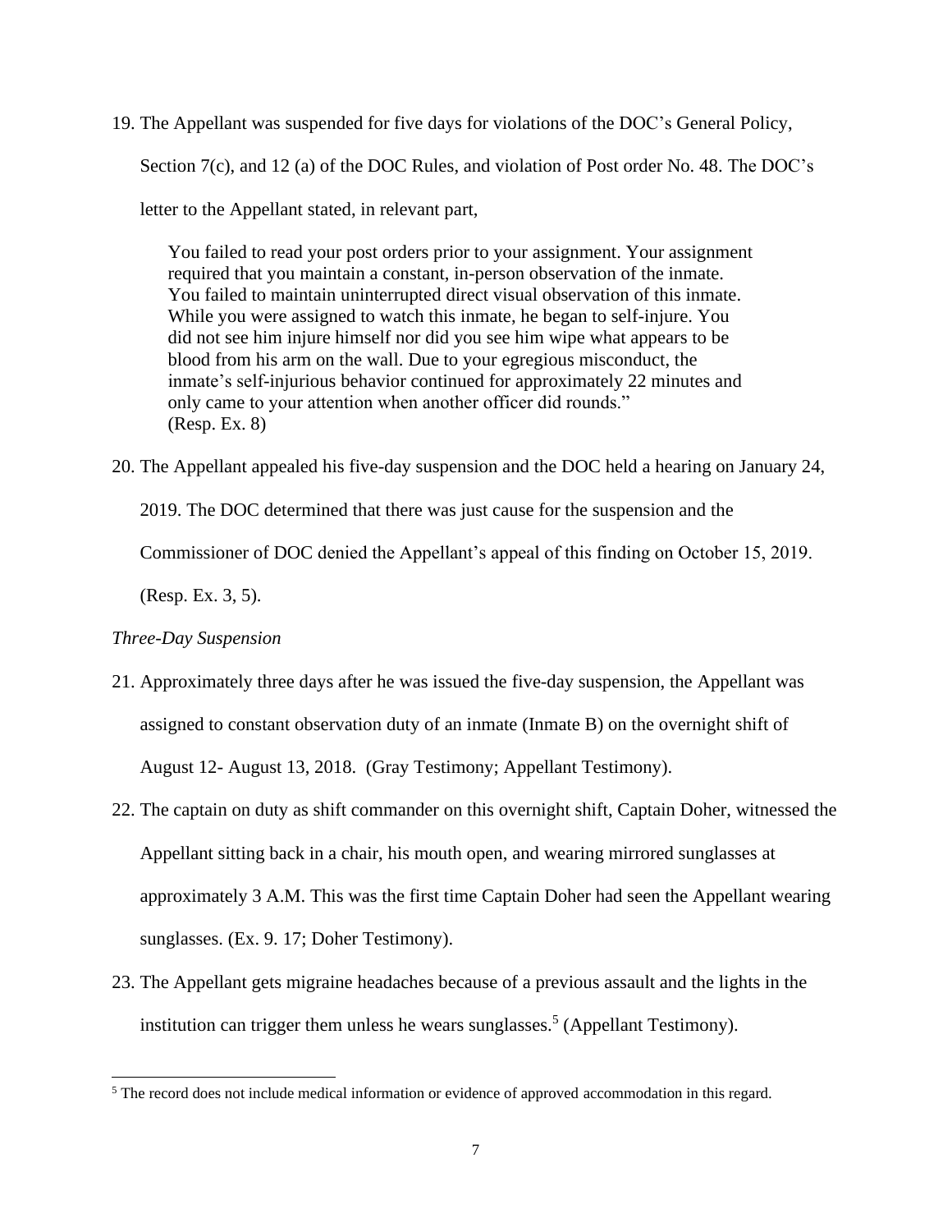19. The Appellant was suspended for five days for violations of the DOC's General Policy, Section 7(c), and 12 (a) of the DOC Rules, and violation of Post order No. 48. The DOC's letter to the Appellant stated, in relevant part,

    > You failed to read your post orders prior to your assignment. Your assignment required that you maintain a constant, in-person observation of the inmate. You failed to maintain uninterrupted direct visual observation of this inmate. While you were assigned to watch this inmate, he began to self-injure. You did not see him injure himself nor did you see him wipe what appears to be blood from his arm on the wall. Due to your egregious misconduct, the inmate's self-injurious behavior continued for approximately 22 minutes and only came to your attention when another officer did rounds."
    > (Resp. Ex. 8)

20. The Appellant appealed his five-day suspension and the DOC held a hearing on January 24, 2019. The DOC determined that there was just cause for the suspension and the Commissioner of DOC denied the Appellant's appeal of this finding on October 15, 2019. (Resp. Ex. 3, 5).

*Three-Day Suspension*

21. Approximately three days after he was issued the five-day suspension, the Appellant was assigned to constant observation duty of an inmate (Inmate B) on the overnight shift of August 12- August 13, 2018. (Gray Testimony; Appellant Testimony).

22. The captain on duty as shift commander on this overnight shift, Captain Doher, witnessed the Appellant sitting back in a chair, his mouth open, and wearing mirrored sunglasses at approximately 3 A.M. This was the first time Captain Doher had seen the Appellant wearing sunglasses. (Ex. 9. 17; Doher Testimony).

23. The Appellant gets migraine headaches because of a previous assault and the lights in the institution can trigger them unless he wears sunglasses.[5] (Appellant Testimony).

[5] The record does not include medical information or evidence of approved accommodation in this regard.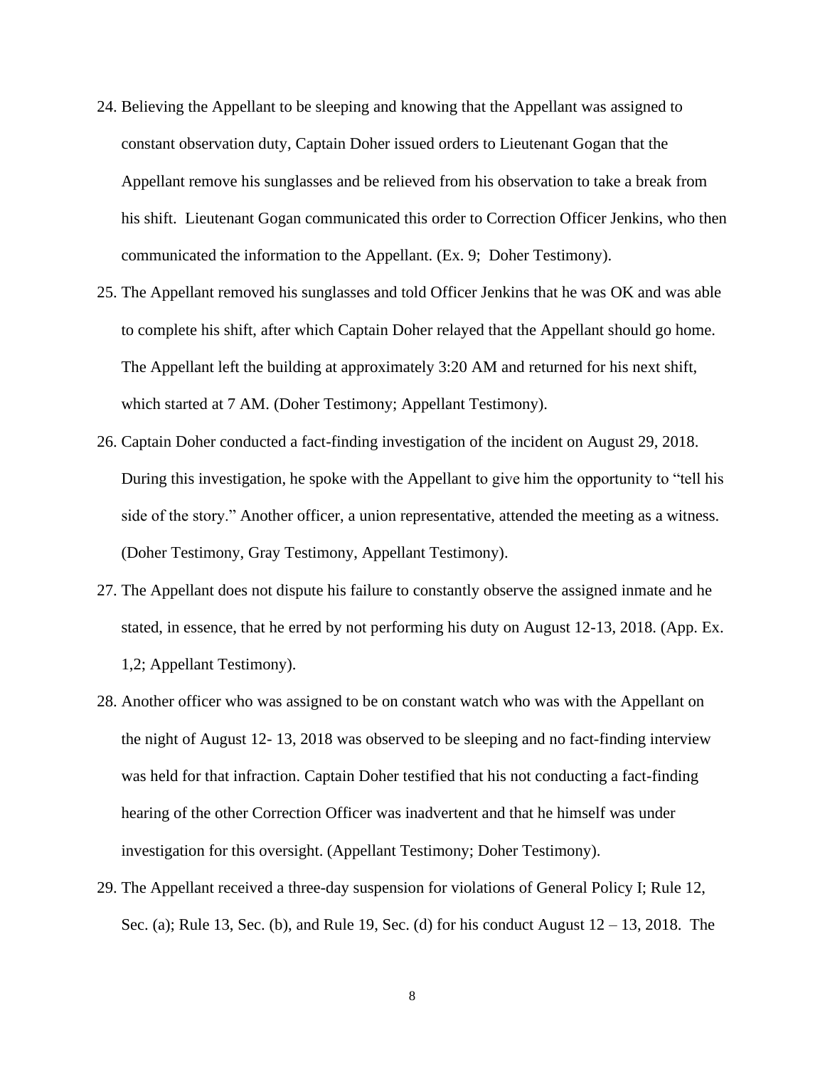24. Believing the Appellant to be sleeping and knowing that the Appellant was assigned to constant observation duty, Captain Doher issued orders to Lieutenant Gogan that the Appellant remove his sunglasses and be relieved from his observation to take a break from his shift. Lieutenant Gogan communicated this order to Correction Officer Jenkins, who then communicated the information to the Appellant. (Ex. 9; Doher Testimony).

25. The Appellant removed his sunglasses and told Officer Jenkins that he was OK and was able to complete his shift, after which Captain Doher relayed that the Appellant should go home. The Appellant left the building at approximately 3:20 AM and returned for his next shift, which started at 7 AM. (Doher Testimony; Appellant Testimony).

26. Captain Doher conducted a fact-finding investigation of the incident on August 29, 2018. During this investigation, he spoke with the Appellant to give him the opportunity to "tell his side of the story." Another officer, a union representative, attended the meeting as a witness. (Doher Testimony, Gray Testimony, Appellant Testimony).

27. The Appellant does not dispute his failure to constantly observe the assigned inmate and he stated, in essence, that he erred by not performing his duty on August 12-13, 2018. (App. Ex. 1,2; Appellant Testimony).

28. Another officer who was assigned to be on constant watch who was with the Appellant on the night of August 12- 13, 2018 was observed to be sleeping and no fact-finding interview was held for that infraction. Captain Doher testified that his not conducting a fact-finding hearing of the other Correction Officer was inadvertent and that he himself was under investigation for this oversight. (Appellant Testimony; Doher Testimony).

29. The Appellant received a three-day suspension for violations of General Policy I; Rule 12, Sec. (a); Rule 13, Sec. (b), and Rule 19, Sec. (d) for his conduct August 12 – 13, 2018. The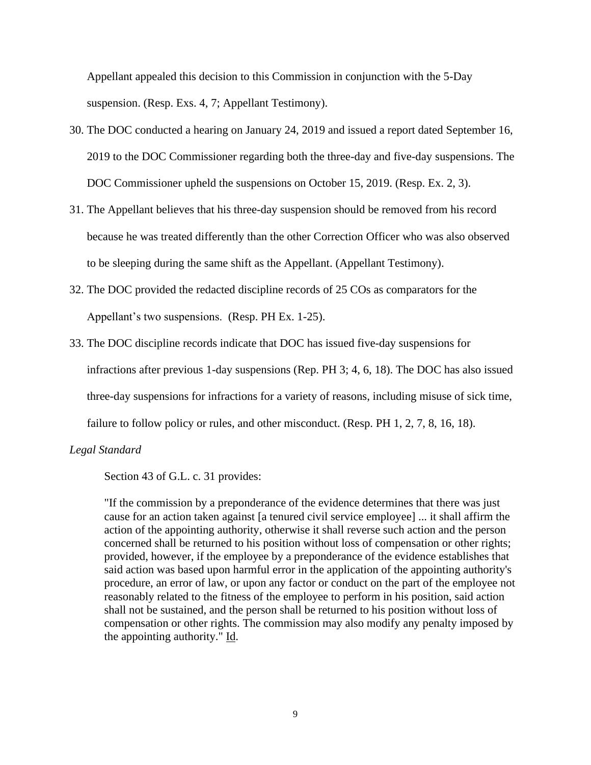Appellant appealed this decision to this Commission in conjunction with the 5-Day suspension. (Resp. Exs. 4, 7; Appellant Testimony).

30. The DOC conducted a hearing on January 24, 2019 and issued a report dated September 16, 2019 to the DOC Commissioner regarding both the three-day and five-day suspensions. The DOC Commissioner upheld the suspensions on October 15, 2019. (Resp. Ex. 2, 3).
31. The Appellant believes that his three-day suspension should be removed from his record because he was treated differently than the other Correction Officer who was also observed to be sleeping during the same shift as the Appellant. (Appellant Testimony).
32. The DOC provided the redacted discipline records of 25 COs as comparators for the Appellant's two suspensions. (Resp. PH Ex. 1-25).
33. The DOC discipline records indicate that DOC has issued five-day suspensions for infractions after previous 1-day suspensions (Rep. PH 3; 4, 6, 18). The DOC has also issued three-day suspensions for infractions for a variety of reasons, including misuse of sick time, failure to follow policy or rules, and other misconduct. (Resp. PH 1, 2, 7, 8, 16, 18).

*Legal Standard*

Section 43 of G.L. c. 31 provides:

> "If the commission by a preponderance of the evidence determines that there was just cause for an action taken against [a tenured civil service employee] ... it shall affirm the action of the appointing authority, otherwise it shall reverse such action and the person concerned shall be returned to his position without loss of compensation or other rights; provided, however, if the employee by a preponderance of the evidence establishes that said action was based upon harmful error in the application of the appointing authority's procedure, an error of law, or upon any factor or conduct on the part of the employee not reasonably related to the fitness of the employee to perform in his position, said action shall not be sustained, and the person shall be returned to his position without loss of compensation or other rights. The commission may also modify any penalty imposed by the appointing authority." Id.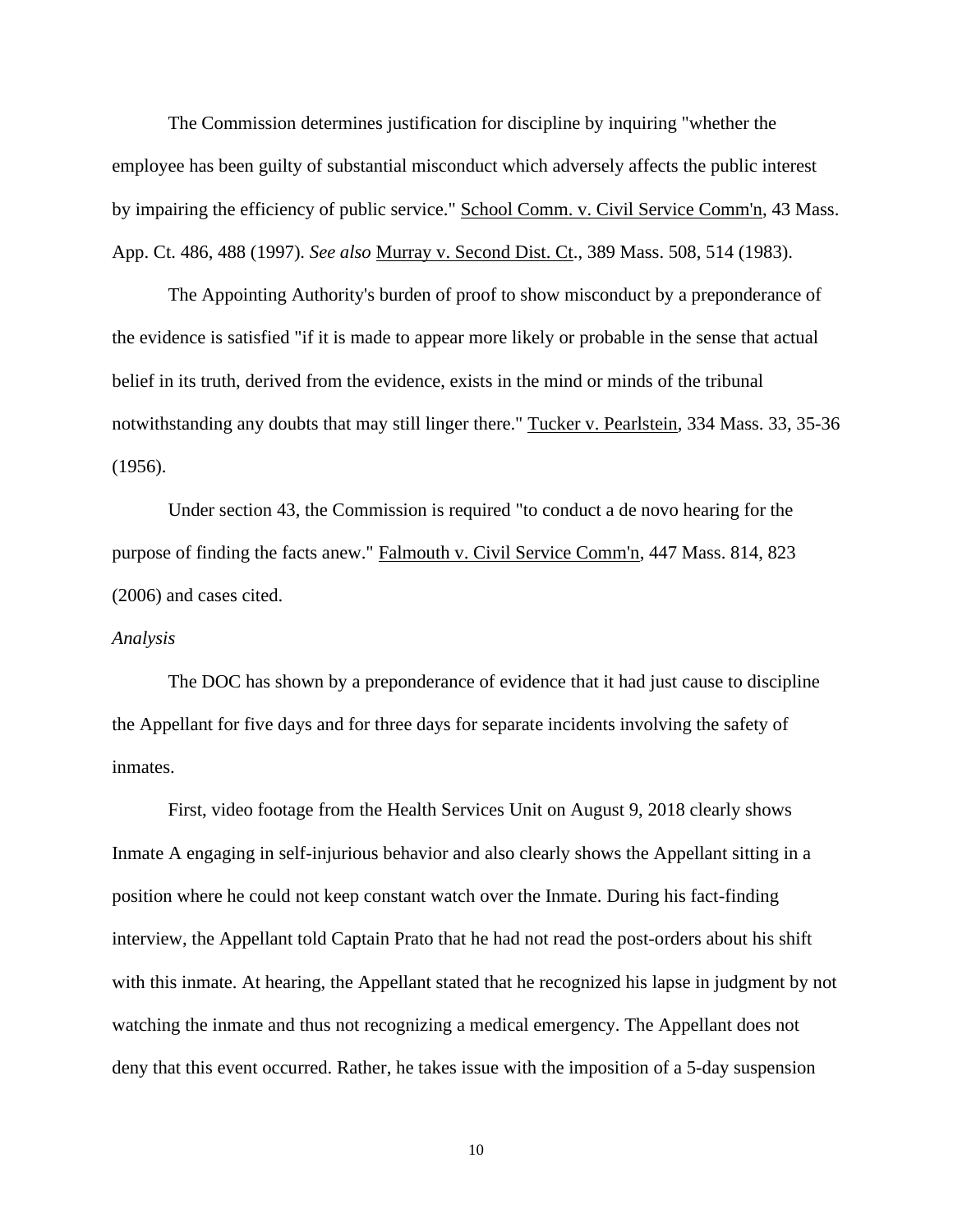The Commission determines justification for discipline by inquiring "whether the employee has been guilty of substantial misconduct which adversely affects the public interest by impairing the efficiency of public service." School Comm. v. Civil Service Comm'n, 43 Mass. App. Ct. 486, 488 (1997). *See also* Murray v. Second Dist. Ct., 389 Mass. 508, 514 (1983).

The Appointing Authority's burden of proof to show misconduct by a preponderance of the evidence is satisfied "if it is made to appear more likely or probable in the sense that actual belief in its truth, derived from the evidence, exists in the mind or minds of the tribunal notwithstanding any doubts that may still linger there." Tucker v. Pearlstein, 334 Mass. 33, 35-36 (1956).

Under section 43, the Commission is required "to conduct a de novo hearing for the purpose of finding the facts anew." Falmouth v. Civil Service Comm'n, 447 Mass. 814, 823 (2006) and cases cited.

*Analysis*

The DOC has shown by a preponderance of evidence that it had just cause to discipline the Appellant for five days and for three days for separate incidents involving the safety of inmates.

First, video footage from the Health Services Unit on August 9, 2018 clearly shows Inmate A engaging in self-injurious behavior and also clearly shows the Appellant sitting in a position where he could not keep constant watch over the Inmate. During his fact-finding interview, the Appellant told Captain Prato that he had not read the post-orders about his shift with this inmate. At hearing, the Appellant stated that he recognized his lapse in judgment by not watching the inmate and thus not recognizing a medical emergency. The Appellant does not deny that this event occurred. Rather, he takes issue with the imposition of a 5-day suspension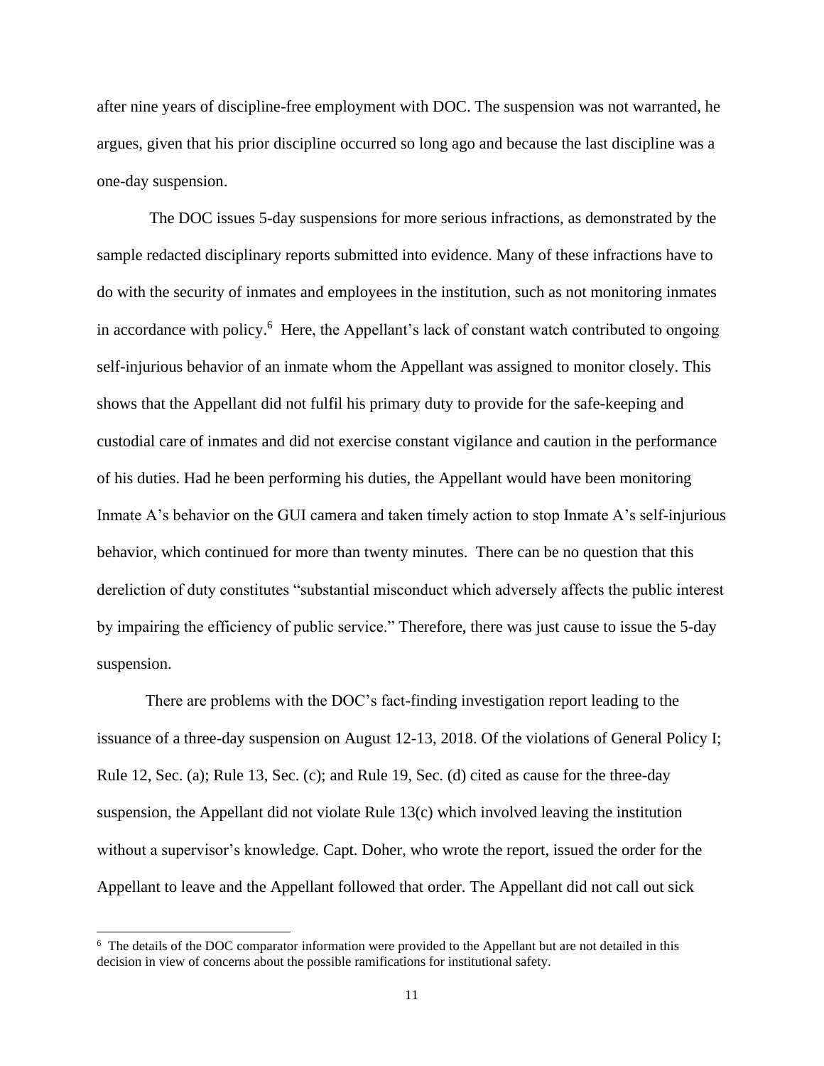after nine years of discipline-free employment with DOC. The suspension was not warranted, he argues, given that his prior discipline occurred so long ago and because the last discipline was a one-day suspension.

The DOC issues 5-day suspensions for more serious infractions, as demonstrated by the sample redacted disciplinary reports submitted into evidence. Many of these infractions have to do with the security of inmates and employees in the institution, such as not monitoring inmates in accordance with policy.[6] Here, the Appellant's lack of constant watch contributed to ongoing self-injurious behavior of an inmate whom the Appellant was assigned to monitor closely. This shows that the Appellant did not fulfil his primary duty to provide for the safe-keeping and custodial care of inmates and did not exercise constant vigilance and caution in the performance of his duties. Had he been performing his duties, the Appellant would have been monitoring Inmate A's behavior on the GUI camera and taken timely action to stop Inmate A's self-injurious behavior, which continued for more than twenty minutes. There can be no question that this dereliction of duty constitutes "substantial misconduct which adversely affects the public interest by impairing the efficiency of public service." Therefore, there was just cause to issue the 5-day suspension.

There are problems with the DOC's fact-finding investigation report leading to the issuance of a three-day suspension on August 12-13, 2018. Of the violations of General Policy I; Rule 12, Sec. (a); Rule 13, Sec. (c); and Rule 19, Sec. (d) cited as cause for the three-day suspension, the Appellant did not violate Rule 13(c) which involved leaving the institution without a supervisor's knowledge. Capt. Doher, who wrote the report, issued the order for the Appellant to leave and the Appellant followed that order. The Appellant did not call out sick

[6] The details of the DOC comparator information were provided to the Appellant but are not detailed in this decision in view of concerns about the possible ramifications for institutional safety.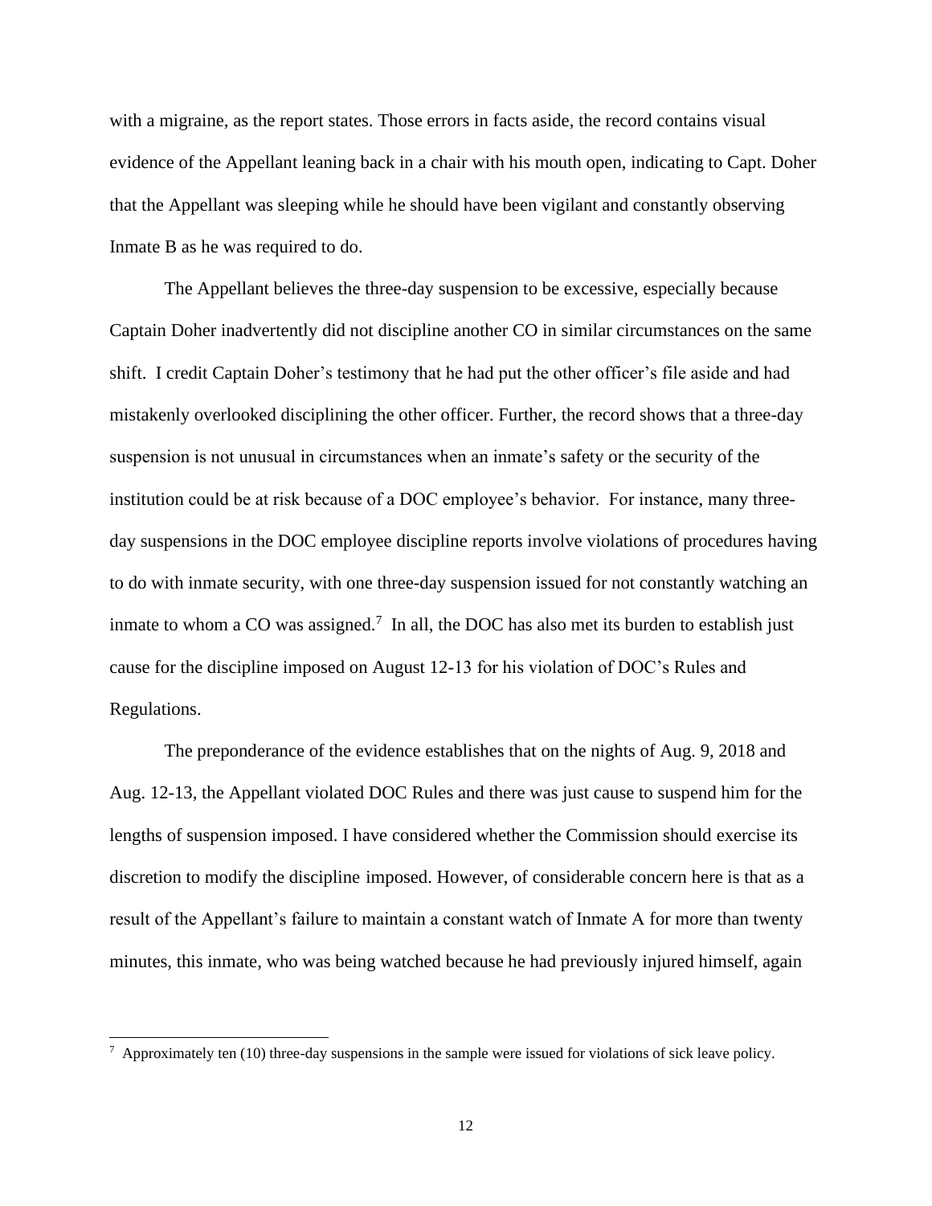with a migraine, as the report states. Those errors in facts aside, the record contains visual evidence of the Appellant leaning back in a chair with his mouth open, indicating to Capt. Doher that the Appellant was sleeping while he should have been vigilant and constantly observing Inmate B as he was required to do.

The Appellant believes the three-day suspension to be excessive, especially because Captain Doher inadvertently did not discipline another CO in similar circumstances on the same shift. I credit Captain Doher's testimony that he had put the other officer's file aside and had mistakenly overlooked disciplining the other officer. Further, the record shows that a three-day suspension is not unusual in circumstances when an inmate's safety or the security of the institution could be at risk because of a DOC employee's behavior. For instance, many three-day suspensions in the DOC employee discipline reports involve violations of procedures having to do with inmate security, with one three-day suspension issued for not constantly watching an inmate to whom a CO was assigned.[7] In all, the DOC has also met its burden to establish just cause for the discipline imposed on August 12-13 for his violation of DOC's Rules and Regulations.

The preponderance of the evidence establishes that on the nights of Aug. 9, 2018 and Aug. 12-13, the Appellant violated DOC Rules and there was just cause to suspend him for the lengths of suspension imposed. I have considered whether the Commission should exercise its discretion to modify the discipline imposed. However, of considerable concern here is that as a result of the Appellant's failure to maintain a constant watch of Inmate A for more than twenty minutes, this inmate, who was being watched because he had previously injured himself, again

[7] Approximately ten (10) three-day suspensions in the sample were issued for violations of sick leave policy.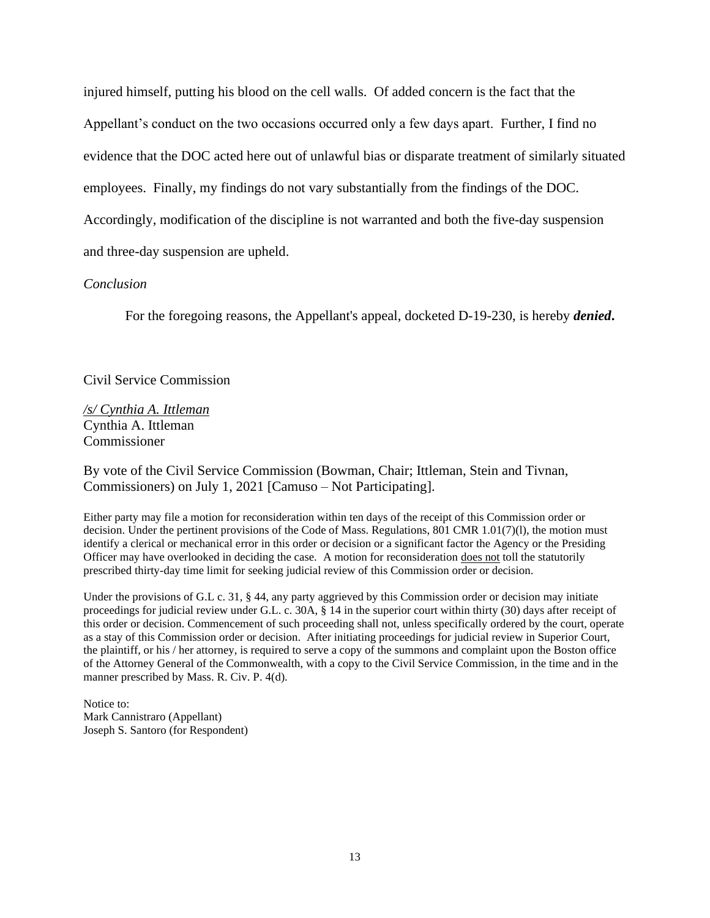injured himself, putting his blood on the cell walls. Of added concern is the fact that the Appellant's conduct on the two occasions occurred only a few days apart. Further, I find no evidence that the DOC acted here out of unlawful bias or disparate treatment of similarly situated employees. Finally, my findings do not vary substantially from the findings of the DOC. Accordingly, modification of the discipline is not warranted and both the five-day suspension and three-day suspension are upheld.

*Conclusion*

For the foregoing reasons, the Appellant's appeal, docketed D-19-230, is hereby ***denied*.**

Civil Service Commission

*/s/ Cynthia A. Ittleman*
Cynthia A. Ittleman
Commissioner

By vote of the Civil Service Commission (Bowman, Chair; Ittleman, Stein and Tivnan, Commissioners) on July 1, 2021 [Camuso – Not Participating].

Either party may file a motion for reconsideration within ten days of the receipt of this Commission order or decision. Under the pertinent provisions of the Code of Mass. Regulations, 801 CMR 1.01(7)(l), the motion must identify a clerical or mechanical error in this order or decision or a significant factor the Agency or the Presiding Officer may have overlooked in deciding the case. A motion for reconsideration does not toll the statutorily prescribed thirty-day time limit for seeking judicial review of this Commission order or decision.

Under the provisions of G.L c. 31, § 44, any party aggrieved by this Commission order or decision may initiate proceedings for judicial review under G.L. c. 30A, § 14 in the superior court within thirty (30) days after receipt of this order or decision. Commencement of such proceeding shall not, unless specifically ordered by the court, operate as a stay of this Commission order or decision. After initiating proceedings for judicial review in Superior Court, the plaintiff, or his / her attorney, is required to serve a copy of the summons and complaint upon the Boston office of the Attorney General of the Commonwealth, with a copy to the Civil Service Commission, in the time and in the manner prescribed by Mass. R. Civ. P. 4(d).

Notice to:
Mark Cannistraro (Appellant)
Joseph S. Santoro (for Respondent)